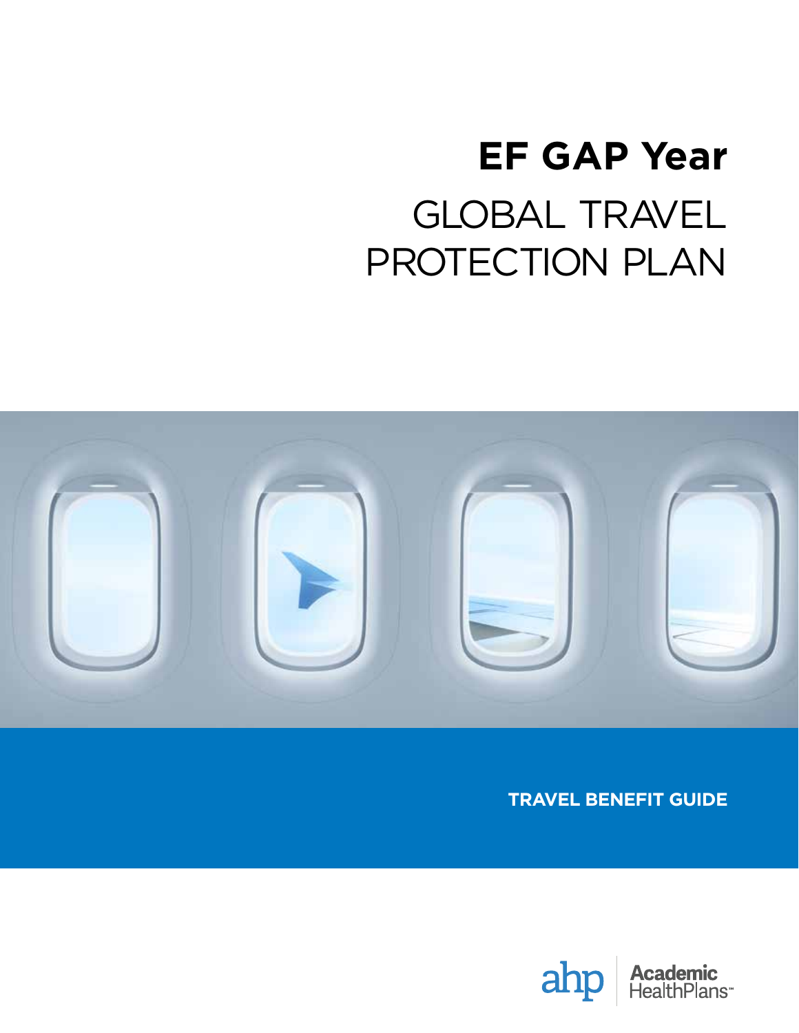# EF GAP Year

# GLOBAL TRAVEL PROTECTION PLAN

**TRAVEL BENEFIT GUIDE**

ahp Academic HealthPlans℠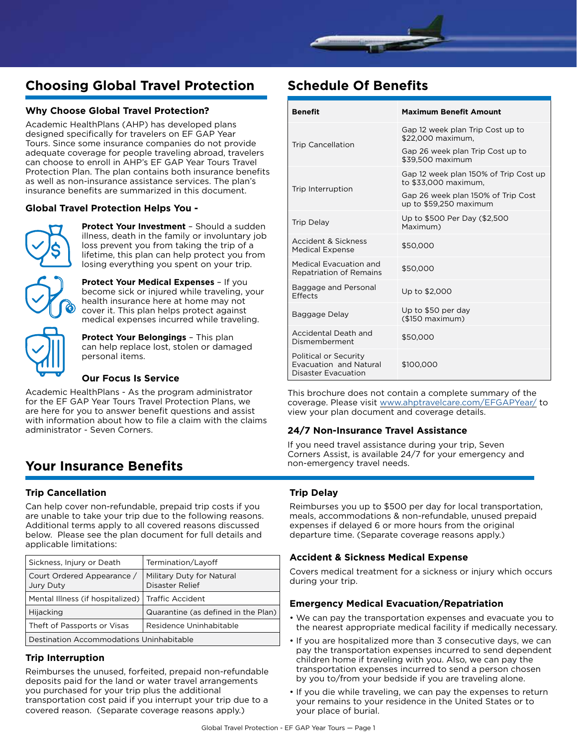## Choosing Global Travel Protection

### Why Choose Global Travel Protection?

Academic HealthPlans (AHP) has developed plans designed specifically for travelers on EF GAP Year Tours. Since some insurance companies do not provide adequate coverage for people traveling abroad, travelers can choose to enroll in AHP's EF GAP Year Tours Travel Protection Plan. The plan contains both insurance benefits as well as non-insurance assistance services. The plan's insurance benefits are summarized in this document.

### Global Travel Protection Helps You -

**Protect Your Investment** – Should a sudden illness, death in the family or involuntary job loss prevent you from taking the trip of a lifetime, this plan can help protect you from losing everything you spent on your trip.

**Protect Your Medical Expenses** – If you become sick or injured while traveling, your health insurance here at home may not cover it. This plan helps protect against medical expenses incurred while traveling.

**Protect Your Belongings** – This plan can help replace lost, stolen or damaged personal items.

### Our Focus Is Service

Academic HealthPlans - As the program administrator for the EF GAP Year Tours Travel Protection Plans, we are here for you to answer benefit questions and assist with information about how to file a claim with the claims administrator - Seven Corners.

## Schedule Of Benefits

| Benefit | Maximum Benefit Amount |
|---|---|
| Trip Cancellation | Gap 12 week plan Trip Cost up to $22,000 maximum, Gap 26 week plan Trip Cost up to $39,500 maximum |
| Trip Interruption | Gap 12 week plan 150% of Trip Cost up to $33,000 maximum, Gap 26 week plan 150% of Trip Cost up to $59,250 maximum |
| Trip Delay | Up to $500 Per Day ($2,500 Maximum) |
| Accident & Sickness Medical Expense | $50,000 |
| Medical Evacuation and Repatriation of Remains | $50,000 |
| Baggage and Personal Effects | Up to $2,000 |
| Baggage Delay | Up to $50 per day ($150 maximum) |
| Accidental Death and Dismemberment | $50,000 |
| Political or Security Evacuation and Natural Disaster Evacuation | $100,000 |

This brochure does not contain a complete summary of the coverage. Please visit www.ahptravelcare.com/EFGAPYear/ to view your plan document and coverage details.

### 24/7 Non-Insurance Travel Assistance

If you need travel assistance during your trip, Seven Corners Assist, is available 24/7 for your emergency and non-emergency travel needs.

## Your Insurance Benefits

### Trip Cancellation

Can help cover non-refundable, prepaid trip costs if you are unable to take your trip due to the following reasons. Additional terms apply to all covered reasons discussed below. Please see the plan document for full details and applicable limitations:

| | |
|---|---|
| Sickness, Injury or Death | Termination/Layoff |
| Court Ordered Appearance / Jury Duty | Military Duty for Natural Disaster Relief |
| Mental Illness (if hospitalized) | Traffic Accident |
| Hijacking | Quarantine (as defined in the Plan) |
| Theft of Passports or Visas | Residence Uninhabitable |
| Destination Accommodations Uninhabitable | |

### Trip Interruption

Reimburses the unused, forfeited, prepaid non-refundable deposits paid for the land or water travel arrangements you purchased for your trip plus the additional transportation cost paid if you interrupt your trip due to a covered reason. (Separate coverage reasons apply.)

### Trip Delay

Reimburses you up to $500 per day for local transportation, meals, accommodations & non-refundable, unused prepaid expenses if delayed 6 or more hours from the original departure time. (Separate coverage reasons apply.)

### Accident & Sickness Medical Expense

Covers medical treatment for a sickness or injury which occurs during your trip.

### Emergency Medical Evacuation/Repatriation

- We can pay the transportation expenses and evacuate you to the nearest appropriate medical facility if medically necessary.
- If you are hospitalized more than 3 consecutive days, we can pay the transportation expenses incurred to send dependent children home if traveling with you. Also, we can pay the transportation expenses incurred to send a person chosen by you to/from your bedside if you are traveling alone.
- If you die while traveling, we can pay the expenses to return your remains to your residence in the United States or to your place of burial.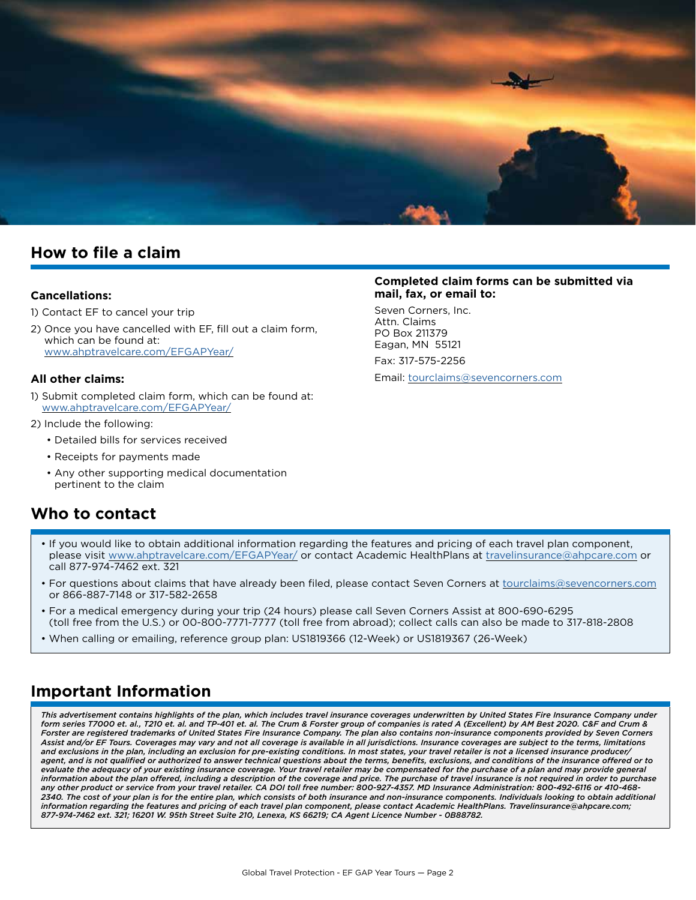## How to file a claim

**Cancellations:**

1) Contact EF to cancel your trip
2) Once you have cancelled with EF, fill out a claim form, which can be found at: www.ahptravelcare.com/EFGAPYear/

**All other claims:**

1) Submit completed claim form, which can be found at: www.ahptravelcare.com/EFGAPYear/
2) Include the following:
   - Detailed bills for services received
   - Receipts for payments made
   - Any other supporting medical documentation pertinent to the claim

**Completed claim forms can be submitted via mail, fax, or email to:**

Seven Corners, Inc.
Attn. Claims
PO Box 211379
Eagan, MN 55121

Fax: 317-575-2256

Email: tourclaims@sevencorners.com

## Who to contact

- If you would like to obtain additional information regarding the features and pricing of each travel plan component, please visit www.ahptravelcare.com/EFGAPYear/ or contact Academic HealthPlans at travelinsurance@ahpcare.com or call 877-974-7462 ext. 321
- For questions about claims that have already been filed, please contact Seven Corners at tourclaims@sevencorners.com or 866-887-7148 or 317-582-2658
- For a medical emergency during your trip (24 hours) please call Seven Corners Assist at 800-690-6295 (toll free from the U.S.) or 00-800-7771-7777 (toll free from abroad); collect calls can also be made to 317-818-2808
- When calling or emailing, reference group plan: US1819366 (12-Week) or US1819367 (26-Week)

## Important Information

*This advertisement contains highlights of the plan, which includes travel insurance coverages underwritten by United States Fire Insurance Company under form series T7000 et. al., T210 et. al. and TP-401 et. al. The Crum & Forster group of companies is rated A (Excellent) by AM Best 2020. C&F and Crum & Forster are registered trademarks of United States Fire Insurance Company. The plan also contains non-insurance components provided by Seven Corners Assist and/or EF Tours. Coverages may vary and not all coverage is available in all jurisdictions. Insurance coverages are subject to the terms, limitations and exclusions in the plan, including an exclusion for pre-existing conditions. In most states, your travel retailer is not a licensed insurance producer/agent, and is not qualified or authorized to answer technical questions about the terms, benefits, exclusions, and conditions of the insurance offered or to evaluate the adequacy of your existing insurance coverage. Your travel retailer may be compensated for the purchase of a plan and may provide general information about the plan offered, including a description of the coverage and price. The purchase of travel insurance is not required in order to purchase any other product or service from your travel retailer. CA DOI toll free number: 800-927-4357. MD Insurance Administration: 800-492-6116 or 410-468-2340. The cost of your plan is for the entire plan, which consists of both insurance and non-insurance components. Individuals looking to obtain additional information regarding the features and pricing of each travel plan component, please contact Academic HealthPlans. Travelinsurance@ahpcare.com; 877-974-7462 ext. 321; 16201 W. 95th Street Suite 210, Lenexa, KS 66219; CA Agent Licence Number - 0B88782.*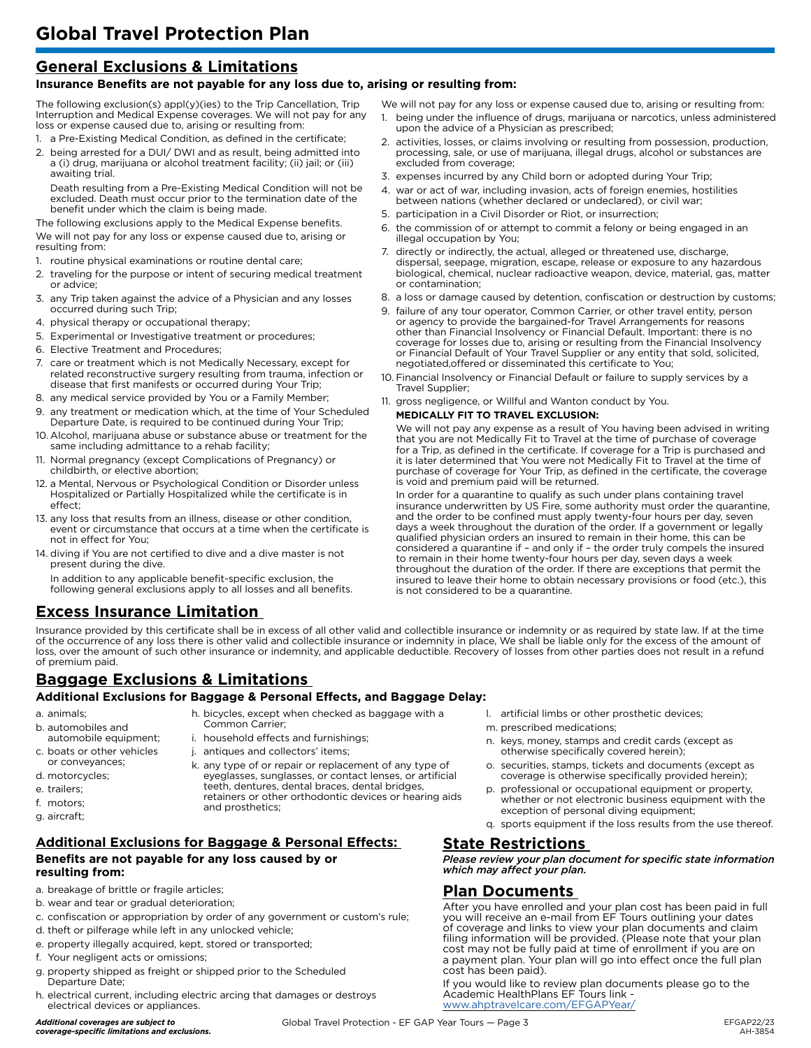# Global Travel Protection Plan

## General Exclusions & Limitations

**Insurance Benefits are not payable for any loss due to, arising or resulting from:**

The following exclusion(s) appl(y)(ies) to the Trip Cancellation, Trip Interruption and Medical Expense coverages. We will not pay for any loss or expense caused due to, arising or resulting from:

1. a Pre-Existing Medical Condition, as defined in the certificate;
2. being arrested for a DUI/ DWI and as result, being admitted into a (i) drug, marijuana or alcohol treatment facility; (ii) jail; or (iii) awaiting trial.

   Death resulting from a Pre-Existing Medical Condition will not be excluded. Death must occur prior to the termination date of the benefit under which the claim is being made.

The following exclusions apply to the Medical Expense benefits.

We will not pay for any loss or expense caused due to, arising or resulting from:

1. routine physical examinations or routine dental care;
2. traveling for the purpose or intent of securing medical treatment or advice;
3. any Trip taken against the advice of a Physician and any losses occurred during such Trip;
4. physical therapy or occupational therapy;
5. Experimental or Investigative treatment or procedures;
6. Elective Treatment and Procedures;
7. care or treatment which is not Medically Necessary, except for related reconstructive surgery resulting from trauma, infection or disease that first manifests or occurred during Your Trip;
8. any medical service provided by You or a Family Member;
9. any treatment or medication which, at the time of Your Scheduled Departure Date, is required to be continued during Your Trip;
10. Alcohol, marijuana abuse or substance abuse or treatment for the same including admittance to a rehab facility;
11. Normal pregnancy (except Complications of Pregnancy) or childbirth, or elective abortion;
12. a Mental, Nervous or Psychological Condition or Disorder unless Hospitalized or Partially Hospitalized while the certificate is in effect;
13. any loss that results from an illness, disease or other condition, event or circumstance that occurs at a time when the certificate is not in effect for You;
14. diving if You are not certified to dive and a dive master is not present during the dive.

    In addition to any applicable benefit-specific exclusion, the following general exclusions apply to all losses and all benefits.

We will not pay for any loss or expense caused due to, arising or resulting from:

1. being under the influence of drugs, marijuana or narcotics, unless administered upon the advice of a Physician as prescribed;
2. activities, losses, or claims involving or resulting from possession, production, processing, sale, or use of marijuana, illegal drugs, alcohol or substances are excluded from coverage;
3. expenses incurred by any Child born or adopted during Your Trip;
4. war or act of war, including invasion, acts of foreign enemies, hostilities between nations (whether declared or undeclared), or civil war;
5. participation in a Civil Disorder or Riot, or insurrection;
6. the commission of or attempt to commit a felony or being engaged in an illegal occupation by You;
7. directly or indirectly, the actual, alleged or threatened use, discharge, dispersal, seepage, migration, escape, release or exposure to any hazardous biological, chemical, nuclear radioactive weapon, device, material, gas, matter or contamination;
8. a loss or damage caused by detention, confiscation or destruction by customs;
9. failure of any tour operator, Common Carrier, or other travel entity, person or agency to provide the bargained-for Travel Arrangements for reasons other than Financial Insolvency or Financial Default. Important: there is no coverage for losses due to, arising or resulting from the Financial Insolvency or Financial Default of Your Travel Supplier or any entity that sold, solicited, negotiated,offered or disseminated this certificate to You;
10. Financial Insolvency or Financial Default or failure to supply services by a Travel Supplier;
11. gross negligence, or Willful and Wanton conduct by You.

**MEDICALLY FIT TO TRAVEL EXCLUSION:**

We will not pay any expense as a result of You having been advised in writing that you are not Medically Fit to Travel at the time of purchase of coverage for a Trip, as defined in the certificate. If coverage for a Trip is purchased and it is later determined that You were not Medically Fit to Travel at the time of purchase of coverage for Your Trip, as defined in the certificate, the coverage is void and premium paid will be returned.

In order for a quarantine to qualify as such under plans containing travel insurance underwritten by US Fire, some authority must order the quarantine, and the order to be confined must apply twenty-four hours per day, seven days a week throughout the duration of the order. If a government or legally qualified physician orders an insured to remain in their home, this can be considered a quarantine if – and only if – the order truly compels the insured to remain in their home twenty-four hours per day, seven days a week throughout the duration of the order. If there are exceptions that permit the insured to leave their home to obtain necessary provisions or food (etc.), this is not considered to be a quarantine.

## Excess Insurance Limitation

Insurance provided by this certificate shall be in excess of all other valid and collectible insurance or indemnity or as required by state law. If at the time of the occurrence of any loss there is other valid and collectible insurance or indemnity in place, We shall be liable only for the excess of the amount of loss, over the amount of such other insurance or indemnity, and applicable deductible. Recovery of losses from other parties does not result in a refund of premium paid.

## Baggage Exclusions & Limitations

**Additional Exclusions for Baggage & Personal Effects, and Baggage Delay:**

a. animals;
b. automobiles and automobile equipment;
c. boats or other vehicles or conveyances;
d. motorcycles;
e. trailers;
f. motors;
g. aircraft;
h. bicycles, except when checked as baggage with a Common Carrier;
i. household effects and furnishings;
j. antiques and collectors' items;
k. any type of or repair or replacement of any type of eyeglasses, sunglasses, or contact lenses, or artificial teeth, dentures, dental braces, dental bridges, retainers or other orthodontic devices or hearing aids and prosthetics;
l. artificial limbs or other prosthetic devices;
m. prescribed medications;
n. keys, money, stamps and credit cards (except as otherwise specifically covered herein);
o. securities, stamps, tickets and documents (except as coverage is otherwise specifically provided herein);
p. professional or occupational equipment or property, whether or not electronic business equipment with the exception of personal diving equipment;
q. sports equipment if the loss results from the use thereof.

### Additional Exclusions for Baggage & Personal Effects:

**Benefits are not payable for any loss caused by or resulting from:**

a. breakage of brittle or fragile articles;
b. wear and tear or gradual deterioration;
c. confiscation or appropriation by order of any government or custom's rule;
d. theft or pilferage while left in any unlocked vehicle;
e. property illegally acquired, kept, stored or transported;
f. Your negligent acts or omissions;
g. property shipped as freight or shipped prior to the Scheduled Departure Date;
h. electrical current, including electric arcing that damages or destroys electrical devices or appliances.

## State Restrictions

***Please review your plan document for specific state information which may affect your plan.***

## Plan Documents

After you have enrolled and your plan cost has been paid in full you will receive an e-mail from EF Tours outlining your dates of coverage and links to view your plan documents and claim filing information will be provided. (Please note that your plan cost may not be fully paid at time of enrollment if you are on a payment plan. Your plan will go into effect once the full plan cost has been paid).

If you would like to review plan documents please go to the Academic HealthPlans EF Tours link - www.ahptravelcare.com/EFGAPYear/

***Additional coverages are subject to coverage-specific limitations and exclusions.***

EFGAP22/23
AH-3854